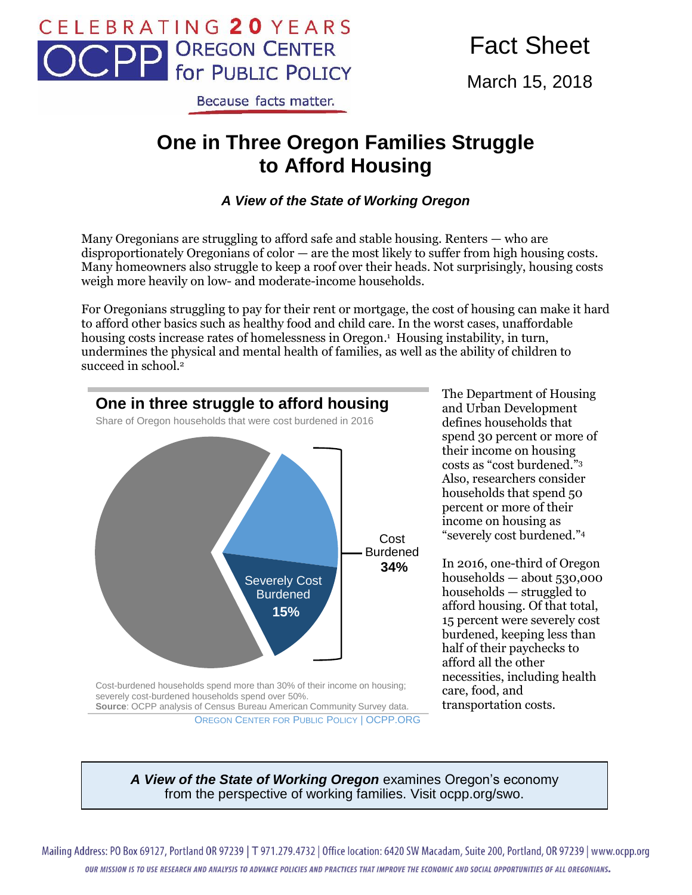CELEBRATING 20 YEARS
OCPP OREGON CENTER for PUBLIC POLICY

Because facts matter.

Fact Sheet

March 15, 2018

# One in Three Oregon Families Struggle to Afford Housing

### *A View of the State of Working Oregon*

Many Oregonians are struggling to afford safe and stable housing. Renters — who are disproportionately Oregonians of color — are the most likely to suffer from high housing costs. Many homeowners also struggle to keep a roof over their heads. Not surprisingly, housing costs weigh more heavily on low- and moderate-income households.

For Oregonians struggling to pay for their rent or mortgage, the cost of housing can make it hard to afford other basics such as healthy food and child care. In the worst cases, unaffordable housing costs increase rates of homelessness in Oregon.[1] Housing instability, in turn, undermines the physical and mental health of families, as well as the ability of children to succeed in school.[2]

**One in three struggle to afford housing**

Share of Oregon households that were cost burdened in 2016

Cost Burdened **34%**

Severely Cost Burdened **15%**

Cost-burdened households spend more than 30% of their income on housing; severely cost-burdened households spend over 50%.
**Source**: OCPP analysis of Census Bureau American Community Survey data.
OREGON CENTER FOR PUBLIC POLICY | OCPP.ORG

The Department of Housing and Urban Development defines households that spend 30 percent or more of their income on housing costs as "cost burdened."[3] Also, researchers consider households that spend 50 percent or more of their income on housing as "severely cost burdened."[4]

In 2016, one-third of Oregon households — about 530,000 households — struggled to afford housing. Of that total, 15 percent were severely cost burdened, keeping less than half of their paychecks to afford all the other necessities, including health care, food, and transportation costs.

***A View of the State of Working Oregon*** examines Oregon's economy from the perspective of working families. Visit ocpp.org/swo.

Mailing Address: PO Box 69127, Portland OR 97239 | T 971.279.4732 | Office location: 6420 SW Macadam, Suite 200, Portland, OR 97239 | www.ocpp.org

OUR MISSION IS TO USE RESEARCH AND ANALYSIS TO ADVANCE POLICIES AND PRACTICES THAT IMPROVE THE ECONOMIC AND SOCIAL OPPORTUNITIES OF ALL OREGONIANS.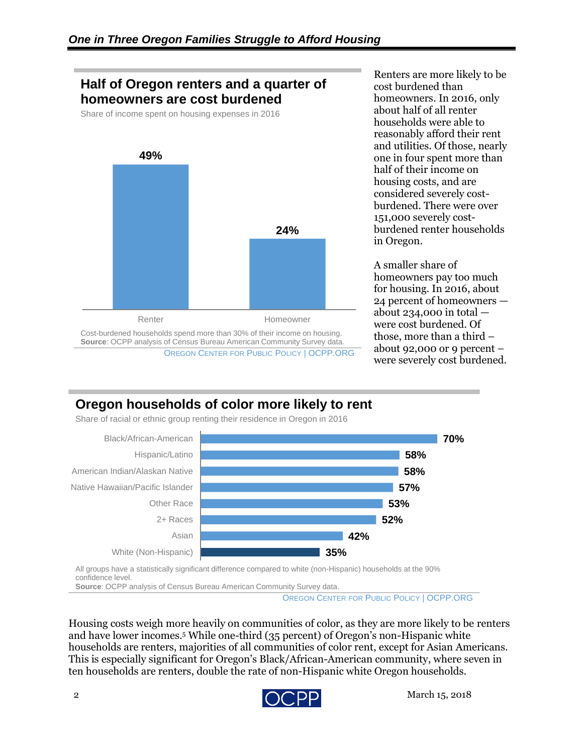## Half of Oregon renters and a quarter of homeowners are cost burdened

Share of income spent on housing expenses in 2016

| | Share |
|---|---|
| Renter | 49% |
| Homeowner | 24% |

Cost-burdened households spend more than 30% of their income on housing.
**Source**: OCPP analysis of Census Bureau American Community Survey data.

OREGON CENTER FOR PUBLIC POLICY | OCPP.ORG

Renters are more likely to be cost burdened than homeowners. In 2016, only about half of all renter households were able to reasonably afford their rent and utilities. Of those, nearly one in four spent more than half of their income on housing costs, and are considered severely cost-burdened. There were over 151,000 severely cost-burdened renter households in Oregon.

A smaller share of homeowners pay too much for housing. In 2016, about 24 percent of homeowners — about 234,000 in total — were cost burdened. Of those, more than a third – about 92,000 or 9 percent – were severely cost burdened.

## Oregon households of color more likely to rent

Share of racial or ethnic group renting their residence in Oregon in 2016

| Group | Share |
|---|---|
| Black/African-American | 70% |
| Hispanic/Latino | 58% |
| American Indian/Alaskan Native | 58% |
| Native Hawaiian/Pacific Islander | 57% |
| Other Race | 53% |
| 2+ Races | 52% |
| Asian | 42% |
| White (Non-Hispanic) | 35% |

All groups have a statistically significant difference compared to white (non-Hispanic) households at the 90% confidence level.
**Source**: OCPP analysis of Census Bureau American Community Survey data.

OREGON CENTER FOR PUBLIC POLICY | OCPP.ORG

Housing costs weigh more heavily on communities of color, as they are more likely to be renters and have lower incomes.[5] While one-third (35 percent) of Oregon's non-Hispanic white households are renters, majorities of all communities of color rent, except for Asian Americans. This is especially significant for Oregon's Black/African-American community, where seven in ten households are renters, double the rate of non-Hispanic white Oregon households.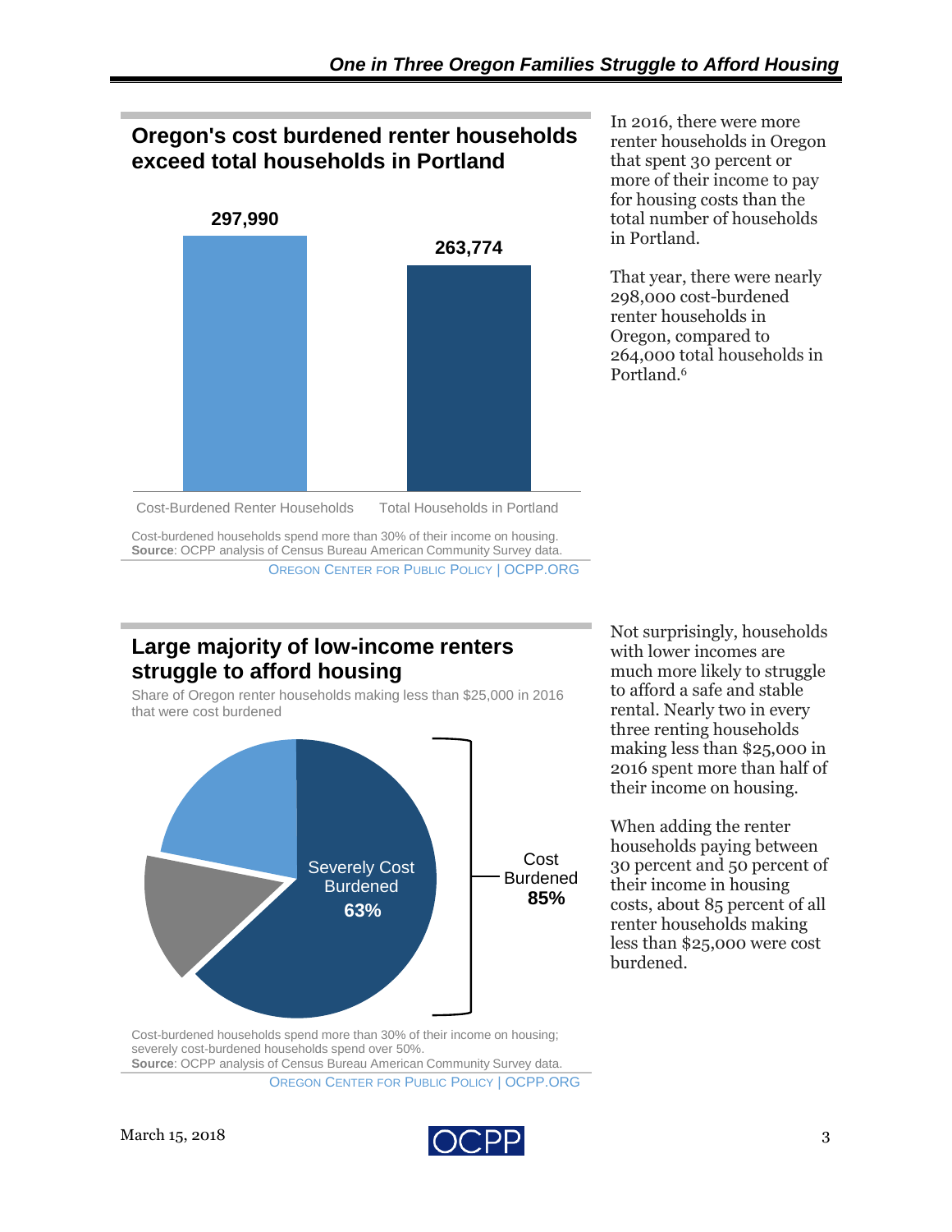## Oregon's cost burdened renter households exceed total households in Portland

| | Households |
|---|---|
| Cost-Burdened Renter Households | 297,990 |
| Total Households in Portland | 263,774 |

Cost-burdened households spend more than 30% of their income on housing.
**Source**: OCPP analysis of Census Bureau American Community Survey data.
OREGON CENTER FOR PUBLIC POLICY | OCPP.ORG

In 2016, there were more renter households in Oregon that spent 30 percent or more of their income to pay for housing costs than the total number of households in Portland.

That year, there were nearly 298,000 cost-burdened renter households in Oregon, compared to 264,000 total households in Portland.[6]

## Large majority of low-income renters struggle to afford housing

Share of Oregon renter households making less than $25,000 in 2016 that were cost burdened

Severely Cost Burdened **63%**

Cost Burdened **85%**

Cost-burdened households spend more than 30% of their income on housing; severely cost-burdened households spend over 50%.
**Source**: OCPP analysis of Census Bureau American Community Survey data.
OREGON CENTER FOR PUBLIC POLICY | OCPP.ORG

Not surprisingly, households with lower incomes are much more likely to struggle to afford a safe and stable rental. Nearly two in every three renting households making less than $25,000 in 2016 spent more than half of their income on housing.

When adding the renter households paying between 30 percent and 50 percent of their income in housing costs, about 85 percent of all renter households making less than $25,000 were cost burdened.

March 15, 2018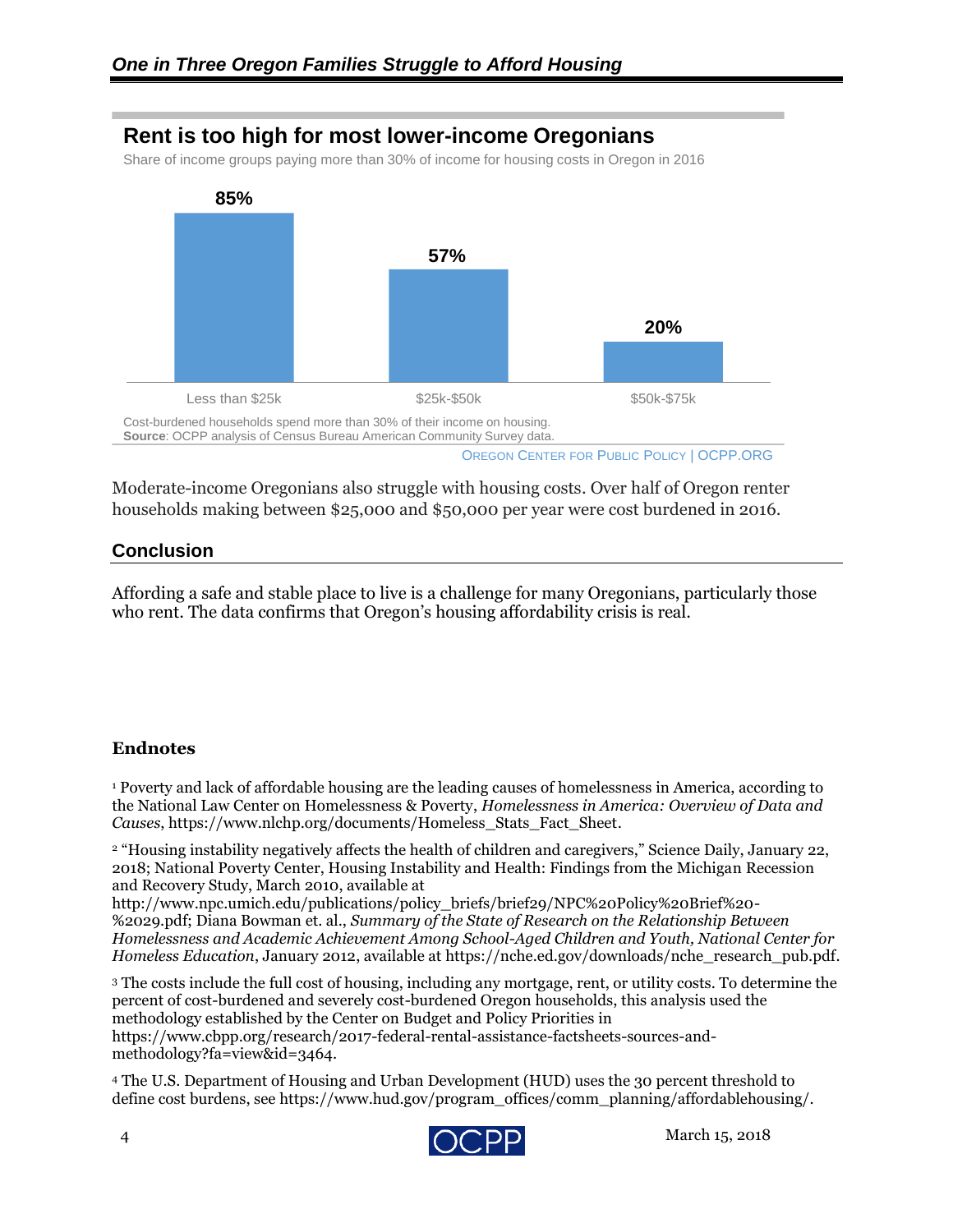### Rent is too high for most lower-income Oregonians

Share of income groups paying more than 30% of income for housing costs in Oregon in 2016

| Income group | Share |
|---|---|
| Less than $25k | 85% |
| $25k-$50k | 57% |
| $50k-$75k | 20% |

Cost-burdened households spend more than 30% of their income on housing.
**Source**: OCPP analysis of Census Bureau American Community Survey data.

Oregon Center for Public Policy | OCPP.ORG

Moderate-income Oregonians also struggle with housing costs. Over half of Oregon renter households making between $25,000 and $50,000 per year were cost burdened in 2016.

## Conclusion

Affording a safe and stable place to live is a challenge for many Oregonians, particularly those who rent. The data confirms that Oregon's housing affordability crisis is real.

### Endnotes

[1] Poverty and lack of affordable housing are the leading causes of homelessness in America, according to the National Law Center on Homelessness & Poverty, *Homelessness in America: Overview of Data and Causes*, https://www.nlchp.org/documents/Homeless_Stats_Fact_Sheet.

[2] "Housing instability negatively affects the health of children and caregivers," Science Daily, January 22, 2018; National Poverty Center, Housing Instability and Health: Findings from the Michigan Recession and Recovery Study, March 2010, available at http://www.npc.umich.edu/publications/policy_briefs/brief29/NPC%20Policy%20Brief%20-%2029.pdf; Diana Bowman et. al., *Summary of the State of Research on the Relationship Between Homelessness and Academic Achievement Among School-Aged Children and Youth, National Center for Homeless Education*, January 2012, available at https://nche.ed.gov/downloads/nche_research_pub.pdf.

[3] The costs include the full cost of housing, including any mortgage, rent, or utility costs. To determine the percent of cost-burdened and severely cost-burdened Oregon households, this analysis used the methodology established by the Center on Budget and Policy Priorities in https://www.cbpp.org/research/2017-federal-rental-assistance-factsheets-sources-and-methodology?fa=view&id=3464.

[4] The U.S. Department of Housing and Urban Development (HUD) uses the 30 percent threshold to define cost burdens, see https://www.hud.gov/program_offices/comm_planning/affordablehousing/.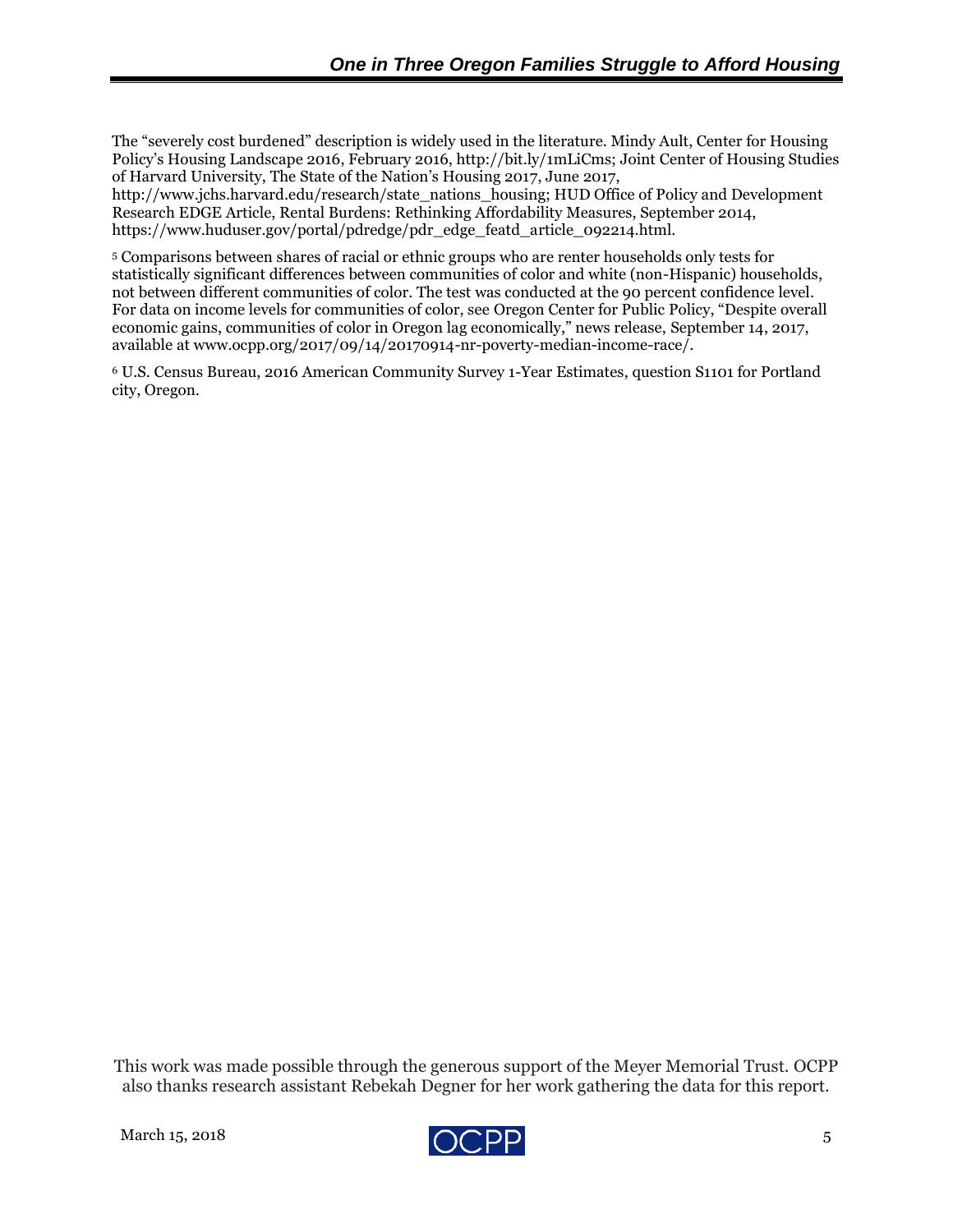The "severely cost burdened" description is widely used in the literature. Mindy Ault, Center for Housing Policy's Housing Landscape 2016, February 2016, http://bit.ly/1mLiCms; Joint Center of Housing Studies of Harvard University, The State of the Nation's Housing 2017, June 2017, http://www.jchs.harvard.edu/research/state_nations_housing; HUD Office of Policy and Development Research EDGE Article, Rental Burdens: Rethinking Affordability Measures, September 2014, https://www.huduser.gov/portal/pdredge/pdr_edge_featd_article_092214.html.

[5] Comparisons between shares of racial or ethnic groups who are renter households only tests for statistically significant differences between communities of color and white (non-Hispanic) households, not between different communities of color. The test was conducted at the 90 percent confidence level. For data on income levels for communities of color, see Oregon Center for Public Policy, "Despite overall economic gains, communities of color in Oregon lag economically," news release, September 14, 2017, available at www.ocpp.org/2017/09/14/20170914-nr-poverty-median-income-race/.

[6] U.S. Census Bureau, 2016 American Community Survey 1-Year Estimates, question S1101 for Portland city, Oregon.

This work was made possible through the generous support of the Meyer Memorial Trust. OCPP also thanks research assistant Rebekah Degner for her work gathering the data for this report.

March 15, 2018